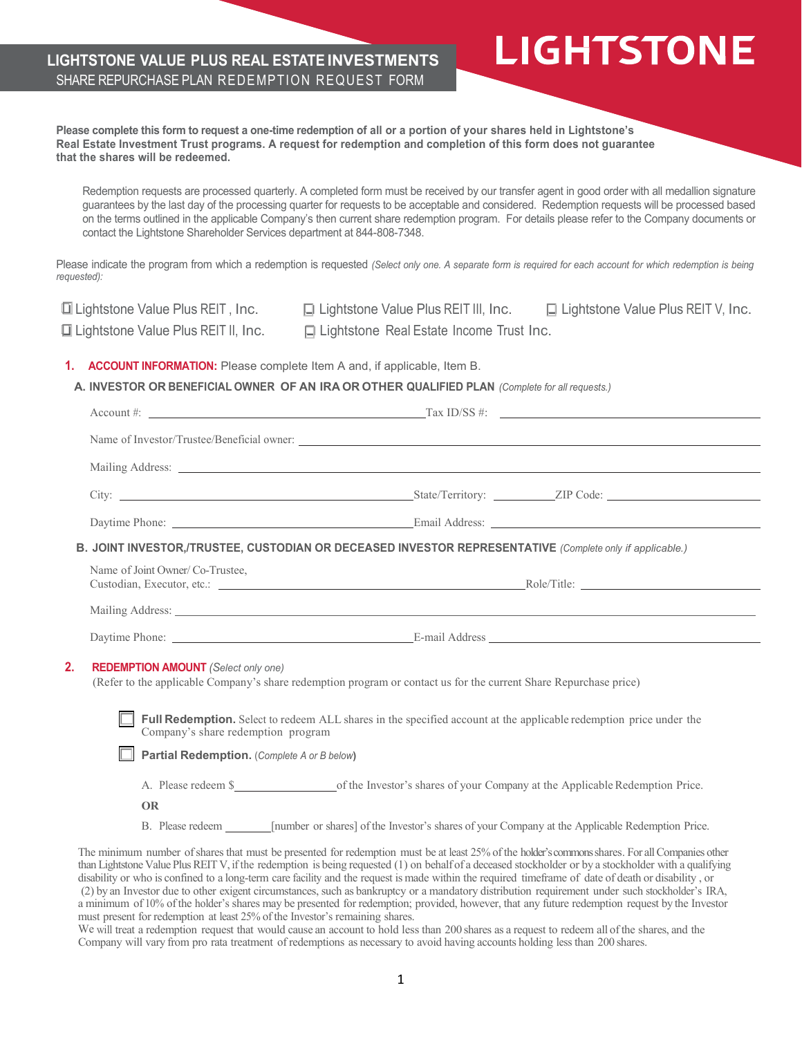# LIGHTSTONE

## LIGHTSTONE VALUE PLUS REAL ESTATE INVESTMENTS
SHARE REPURCHASE PLAN REDEMPTION REQUEST FORM

**Please complete this form to request a one-time redemption of all or a portion of your shares held in Lightstone's Real Estate Investment Trust programs. A request for redemption and completion of this form does not guarantee that the shares will be redeemed.**

Redemption requests are processed quarterly. A completed form must be received by our transfer agent in good order with all medallion signature guarantees by the last day of the processing quarter for requests to be acceptable and considered. Redemption requests will be processed based on the terms outlined in the applicable Company's then current share redemption program. For details please refer to the Company documents or contact the Lightstone Shareholder Services department at 844-808-7348.

Please indicate the program from which a redemption is requested *(Select only one. A separate form is required for each account for which redemption is being requested):*

☐ Lightstone Value Plus REIT , Inc. ☐ Lightstone Value Plus REIT III, Inc. ☐ Lightstone Value Plus REIT V, Inc.
☐ Lightstone Value Plus REIT II, Inc. ☐ Lightstone Real Estate Income Trust Inc.

**1. ACCOUNT INFORMATION:** Please complete Item A and, if applicable, Item B.

**A. INVESTOR OR BENEFICIAL OWNER OF AN IRA OR OTHER QUALIFIED PLAN** *(Complete for all requests.)*

Account #: ____________________ Tax ID/SS #: ____________________

Name of Investor/Trustee/Beneficial owner: ____________________

Mailing Address: ____________________

City: ____________________ State/Territory: __________ ZIP Code: ____________________

Daytime Phone: ____________________ Email Address: ____________________

**B. JOINT INVESTOR,/TRUSTEE, CUSTODIAN OR DECEASED INVESTOR REPRESENTATIVE** *(Complete only if applicable.)*

Name of Joint Owner/ Co-Trustee, Custodian, Executor, etc.: ____________________ Role/Title: ____________________

Mailing Address: ____________________

Daytime Phone: ____________________ E-mail Address ____________________

**2. REDEMPTION AMOUNT** *(Select only one)*
(Refer to the applicable Company's share redemption program or contact us for the current Share Repurchase price)

☐ **Full Redemption.** Select to redeem ALL shares in the specified account at the applicable redemption price under the Company's share redemption program

☐ **Partial Redemption.** (*Complete A or B below*)

A. Please redeem $____________ of the Investor's shares of your Company at the Applicable Redemption Price.

**OR**

B. Please redeem ________ [number or shares] of the Investor's shares of your Company at the Applicable Redemption Price.

The minimum number of shares that must be presented for redemption must be at least 25% of the holder's commons shares. For all Companies other than Lightstone Value Plus REIT V, if the redemption is being requested (1) on behalf of a deceased stockholder or by a stockholder with a qualifying disability or who is confined to a long-term care facility and the request is made within the required timeframe of date of death or disability , or (2) by an Investor due to other exigent circumstances, such as bankruptcy or a mandatory distribution requirement under such stockholder's IRA, a minimum of 10% of the holder's shares may be presented for redemption; provided, however, that any future redemption request by the Investor must present for redemption at least 25% of the Investor's remaining shares.
We will treat a redemption request that would cause an account to hold less than 200 shares as a request to redeem all of the shares, and the Company will vary from pro rata treatment of redemptions as necessary to avoid having accounts holding less than 200 shares.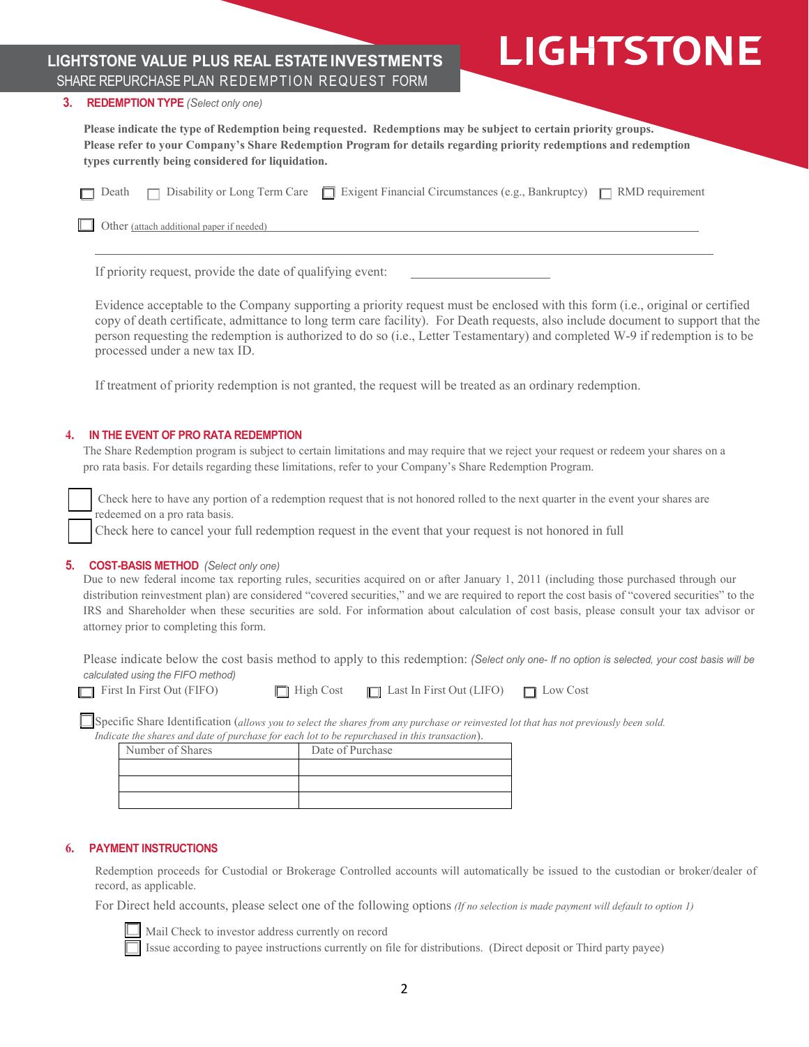# LIGHTSTONE

**LIGHTSTONE VALUE PLUS REAL ESTATE INVESTMENTS**
SHARE REPURCHASE PLAN REDEMPTION REQUEST FORM

## 3. REDEMPTION TYPE *(Select only one)*

**Please indicate the type of Redemption being requested. Redemptions may be subject to certain priority groups. Please refer to your Company's Share Redemption Program for details regarding priority redemptions and redemption types currently being considered for liquidation.**

☐ Death ☐ Disability or Long Term Care ☐ Exigent Financial Circumstances (e.g., Bankruptcy) ☐ RMD requirement

☐ Other (attach additional paper if needed) ______________________________________________

______________________________________________________________________________

If priority request, provide the date of qualifying event: ____________________

Evidence acceptable to the Company supporting a priority request must be enclosed with this form (i.e., original or certified copy of death certificate, admittance to long term care facility). For Death requests, also include document to support that the person requesting the redemption is authorized to do so (i.e., Letter Testamentary) and completed W-9 if redemption is to be processed under a new tax ID.

If treatment of priority redemption is not granted, the request will be treated as an ordinary redemption.

## 4. IN THE EVENT OF PRO RATA REDEMPTION

The Share Redemption program is subject to certain limitations and may require that we reject your request or redeem your shares on a pro rata basis. For details regarding these limitations, refer to your Company's Share Redemption Program.

☐ Check here to have any portion of a redemption request that is not honored rolled to the next quarter in the event your shares are redeemed on a pro rata basis.

☐ Check here to cancel your full redemption request in the event that your request is not honored in full

## 5. COST-BASIS METHOD *(Select only one)*

Due to new federal income tax reporting rules, securities acquired on or after January 1, 2011 (including those purchased through our distribution reinvestment plan) are considered "covered securities," and we are required to report the cost basis of "covered securities" to the IRS and Shareholder when these securities are sold. For information about calculation of cost basis, please consult your tax advisor or attorney prior to completing this form.

Please indicate below the cost basis method to apply to this redemption: *(Select only one- If no option is selected, your cost basis will be calculated using the FIFO method)*

☐ First In First Out (FIFO) ☐ High Cost ☐ Last In First Out (LIFO) ☐ Low Cost

☐ Specific Share Identification (*allows you to select the shares from any purchase or reinvested lot that has not previously been sold. Indicate the shares and date of purchase for each lot to be repurchased in this transaction*).

| Number of Shares | Date of Purchase |
|---|---|
| | |
| | |
| | |

## 6. PAYMENT INSTRUCTIONS

Redemption proceeds for Custodial or Brokerage Controlled accounts will automatically be issued to the custodian or broker/dealer of record, as applicable.

For Direct held accounts, please select one of the following options *(If no selection is made payment will default to option 1)*

☐ Mail Check to investor address currently on record

☐ Issue according to payee instructions currently on file for distributions. (Direct deposit or Third party payee)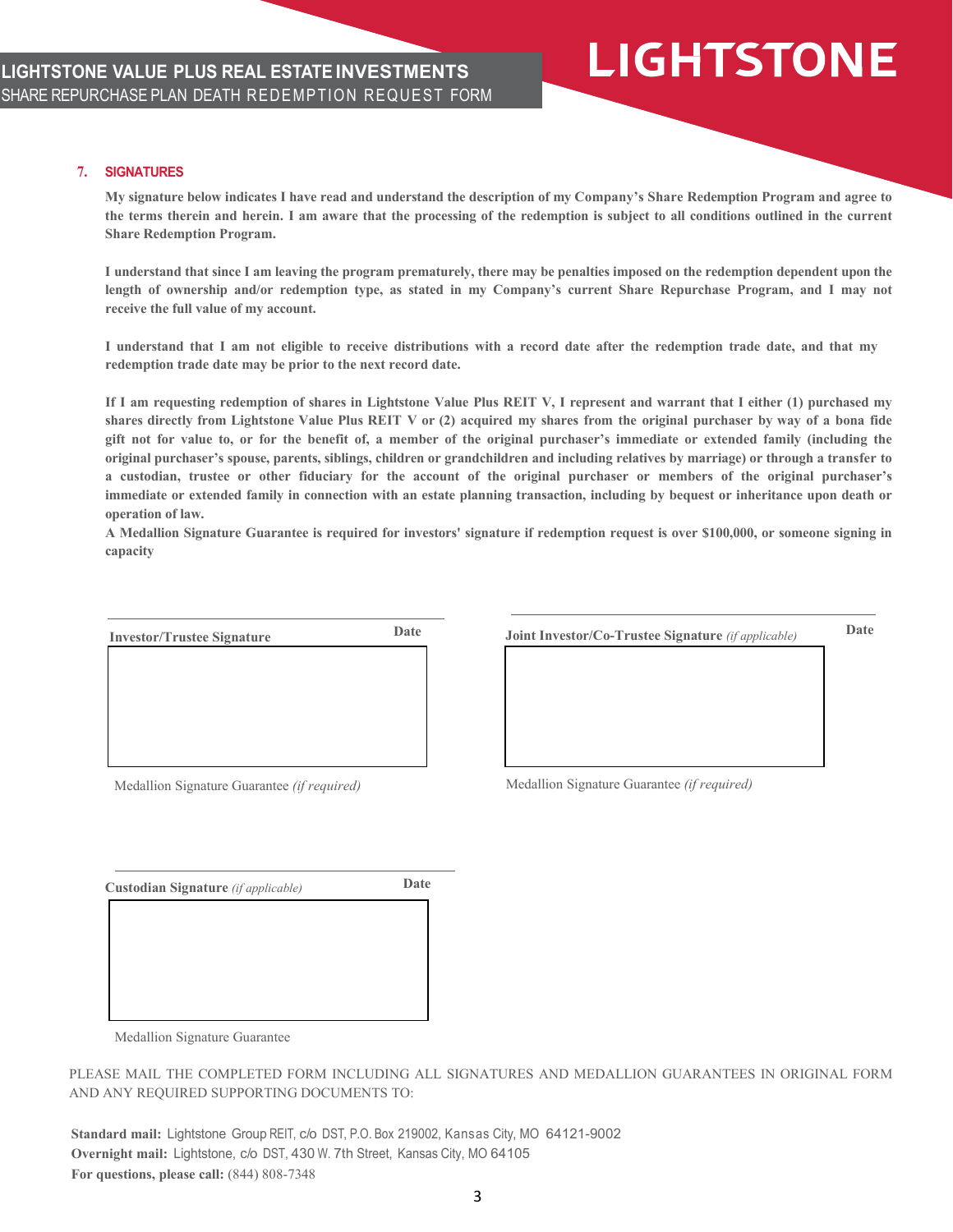## 7. SIGNATURES

**My signature below indicates I have read and understand the description of my Company's Share Redemption Program and agree to the terms therein and herein. I am aware that the processing of the redemption is subject to all conditions outlined in the current Share Redemption Program.**

**I understand that since I am leaving the program prematurely, there may be penalties imposed on the redemption dependent upon the length of ownership and/or redemption type, as stated in my Company's current Share Repurchase Program, and I may not receive the full value of my account.**

**I understand that I am not eligible to receive distributions with a record date after the redemption trade date, and that my redemption trade date may be prior to the next record date.**

**If I am requesting redemption of shares in Lightstone Value Plus REIT V, I represent and warrant that I either (1) purchased my shares directly from Lightstone Value Plus REIT V or (2) acquired my shares from the original purchaser by way of a bona fide gift not for value to, or for the benefit of, a member of the original purchaser's immediate or extended family (including the original purchaser's spouse, parents, siblings, children or grandchildren and including relatives by marriage) or through a transfer to a custodian, trustee or other fiduciary for the account of the original purchaser or members of the original purchaser's immediate or extended family in connection with an estate planning transaction, including by bequest or inheritance upon death or operation of law.**
**A Medallion Signature Guarantee is required for investors' signature if redemption request is over $100,000, or someone signing in capacity**

**Investor/Trustee Signature** **Date**

Medallion Signature Guarantee *(if required)*

**Joint Investor/Co-Trustee Signature** *(if applicable)* **Date**

Medallion Signature Guarantee *(if required)*

**Custodian Signature** *(if applicable)* **Date**

Medallion Signature Guarantee

PLEASE MAIL THE COMPLETED FORM INCLUDING ALL SIGNATURES AND MEDALLION GUARANTEES IN ORIGINAL FORM AND ANY REQUIRED SUPPORTING DOCUMENTS TO:

**Standard mail:** Lightstone Group REIT, c/o DST, P.O. Box 219002, Kansas City, MO 64121-9002
**Overnight mail:** Lightstone, c/o DST, 430 W. 7th Street, Kansas City, MO 64105
**For questions, please call:** (844) 808-7348